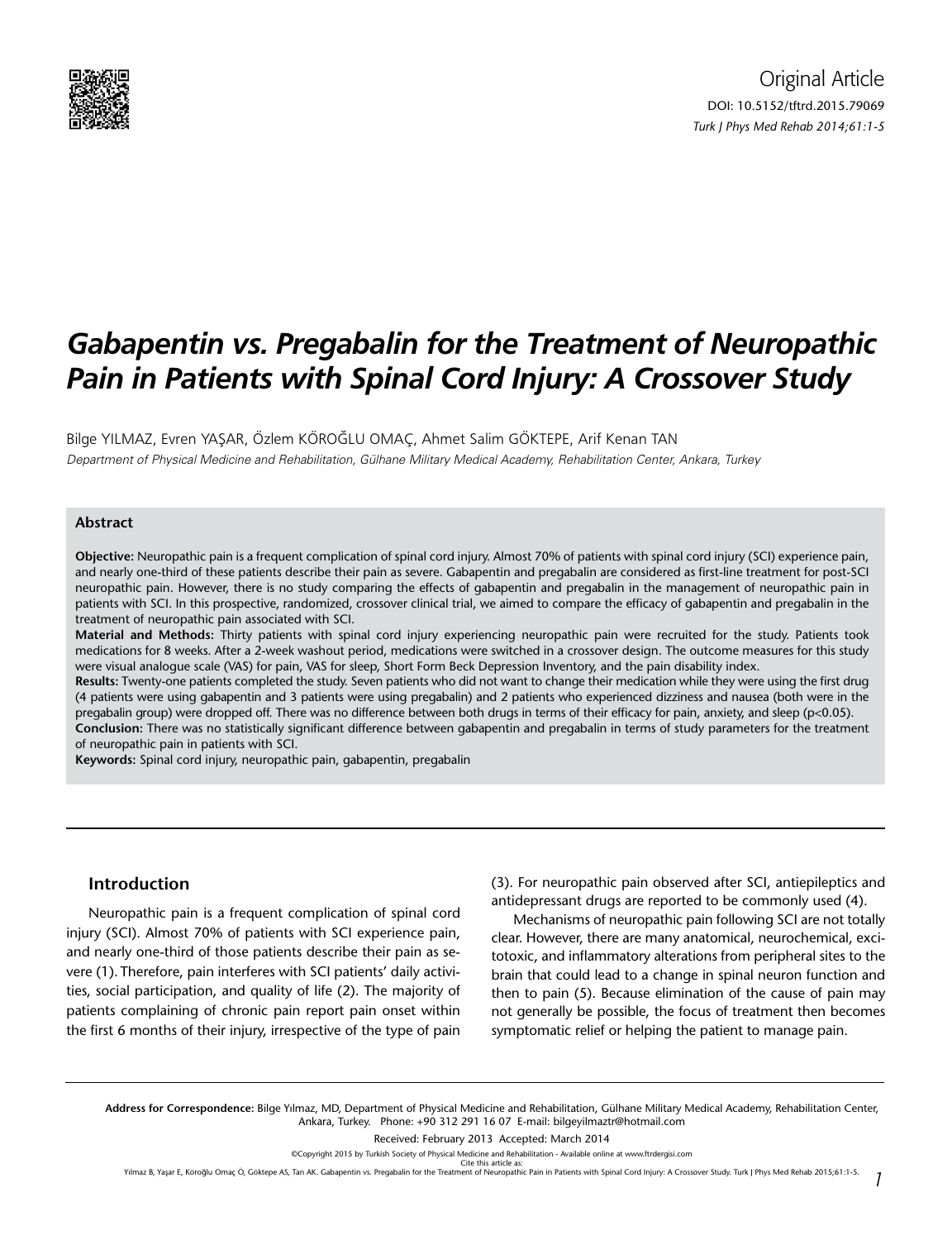Original Article

DOI: 10.5152/tftrd.2015.79069

# Gabapentin vs. Pregabalin for the Treatment of Neuropathic Pain in Patients with Spinal Cord Injury: A Crossover Study

Bilge YILMAZ, Evren YAŞAR, Özlem KÖROĞLU OMAÇ, Ahmet Salim GÖKTEPE, Arif Kenan TAN

*Department of Physical Medicine and Rehabilitation, Gülhane Military Medical Academy, Rehabilitation Center, Ankara, Turkey*

## Abstract

**Objective:** Neuropathic pain is a frequent complication of spinal cord injury. Almost 70% of patients with spinal cord injury (SCI) experience pain, and nearly one-third of these patients describe their pain as severe. Gabapentin and pregabalin are considered as first-line treatment for post-SCI neuropathic pain. However, there is no study comparing the effects of gabapentin and pregabalin in the management of neuropathic pain in patients with SCI. In this prospective, randomized, crossover clinical trial, we aimed to compare the efficacy of gabapentin and pregabalin in the treatment of neuropathic pain associated with SCI.

**Material and Methods:** Thirty patients with spinal cord injury experiencing neuropathic pain were recruited for the study. Patients took medications for 8 weeks. After a 2-week washout period, medications were switched in a crossover design. The outcome measures for this study were visual analogue scale (VAS) for pain, VAS for sleep, Short Form Beck Depression Inventory, and the pain disability index.

**Results:** Twenty-one patients completed the study. Seven patients who did not want to change their medication while they were using the first drug (4 patients were using gabapentin and 3 patients were using pregabalin) and 2 patients who experienced dizziness and nausea (both were in the pregabalin group) were dropped off. There was no difference between both drugs in terms of their efficacy for pain, anxiety, and sleep ($p<0.05$).

**Conclusion:** There was no statistically significant difference between gabapentin and pregabalin in terms of study parameters for the treatment of neuropathic pain in patients with SCI.

**Keywords:** Spinal cord injury, neuropathic pain, gabapentin, pregabalin

## Introduction

Neuropathic pain is a frequent complication of spinal cord injury (SCI). Almost 70% of patients with SCI experience pain, and nearly one-third of those patients describe their pain as severe (1). Therefore, pain interferes with SCI patients' daily activities, social participation, and quality of life (2). The majority of patients complaining of chronic pain report pain onset within the first 6 months of their injury, irrespective of the type of pain (3). For neuropathic pain observed after SCI, antiepileptics and antidepressant drugs are reported to be commonly used (4).

Mechanisms of neuropathic pain following SCI are not totally clear. However, there are many anatomical, neurochemical, excitotoxic, and inflammatory alterations from peripheral sites to the brain that could lead to a change in spinal neuron function and then to pain (5). Because elimination of the cause of pain may not generally be possible, the focus of treatment then becomes symptomatic relief or helping the patient to manage pain.

**Address for Correspondence:** Bilge Yılmaz, MD, Department of Physical Medicine and Rehabilitation, Gülhane Military Medical Academy, Rehabilitation Center, Ankara, Turkey. Phone: +90 312 291 16 07 E-mail: bilgeyilmaztr@hotmail.com

Received: February 2013 Accepted: March 2014

©Copyright 2015 by Turkish Society of Physical Medicine and Rehabilitation - Available online at www.ftrdergisi.com

Cite this article as:
Yılmaz B, Yaşar E, Köroğlu Omaç Ö, Göktepe AS, Tan AK. Gabapentin vs. Pregabalin for the Treatment of Neuropathic Pain in Patients with Spinal Cord Injury: A Crossover Study. Turk J Phys Med Rehab 2015;61:1-5.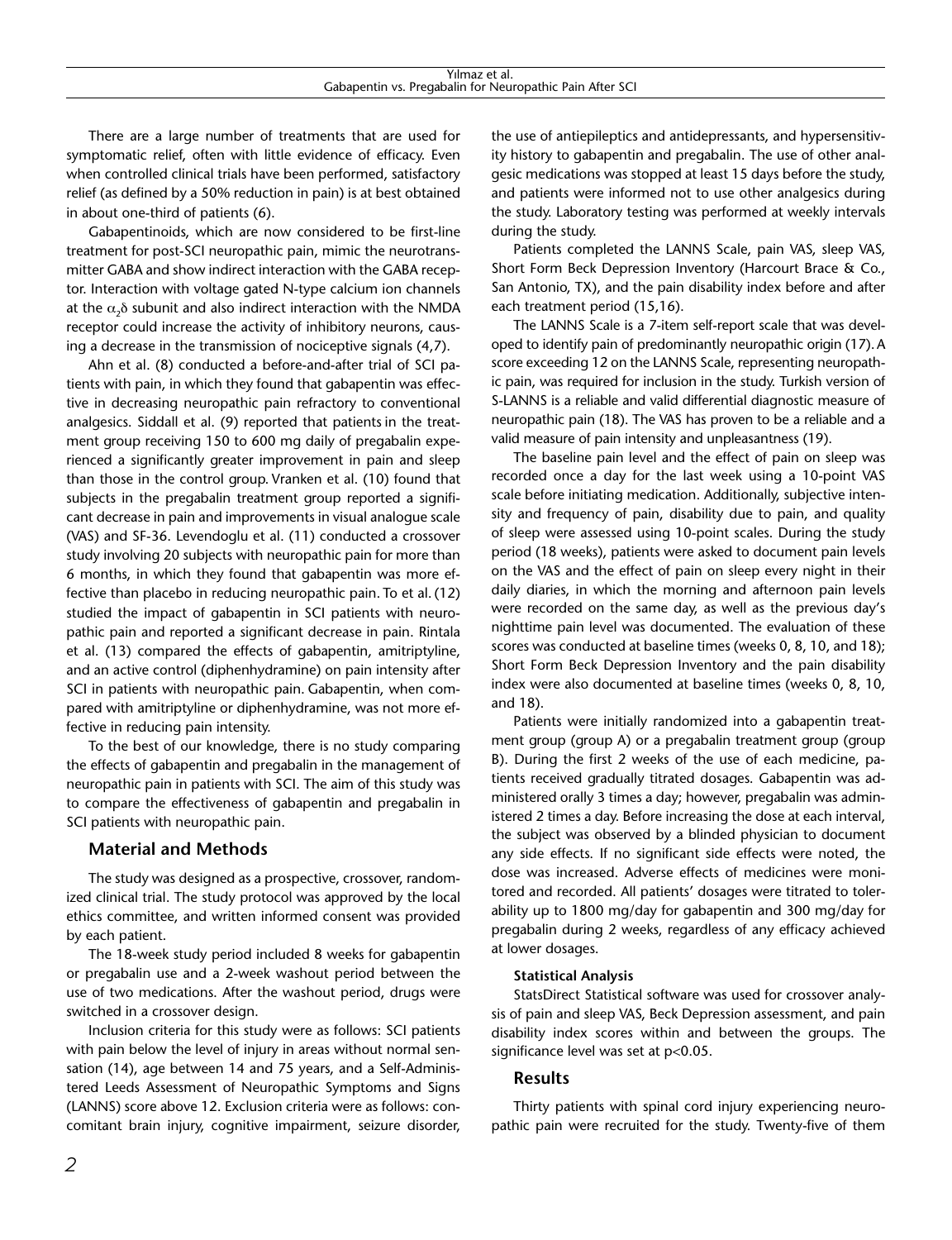There are a large number of treatments that are used for symptomatic relief, often with little evidence of efficacy. Even when controlled clinical trials have been performed, satisfactory relief (as defined by a 50% reduction in pain) is at best obtained in about one-third of patients (6).

Gabapentinoids, which are now considered to be first-line treatment for post-SCI neuropathic pain, mimic the neurotransmitter GABA and show indirect interaction with the GABA receptor. Interaction with voltage gated N-type calcium ion channels at the $\alpha_2\delta$ subunit and also indirect interaction with the NMDA receptor could increase the activity of inhibitory neurons, causing a decrease in the transmission of nociceptive signals (4,7).

Ahn et al. (8) conducted a before-and-after trial of SCI patients with pain, in which they found that gabapentin was effective in decreasing neuropathic pain refractory to conventional analgesics. Siddall et al. (9) reported that patients in the treatment group receiving 150 to 600 mg daily of pregabalin experienced a significantly greater improvement in pain and sleep than those in the control group. Vranken et al. (10) found that subjects in the pregabalin treatment group reported a significant decrease in pain and improvements in visual analogue scale (VAS) and SF-36. Levendoglu et al. (11) conducted a crossover study involving 20 subjects with neuropathic pain for more than 6 months, in which they found that gabapentin was more effective than placebo in reducing neuropathic pain. To et al. (12) studied the impact of gabapentin in SCI patients with neuropathic pain and reported a significant decrease in pain. Rintala et al. (13) compared the effects of gabapentin, amitriptyline, and an active control (diphenhydramine) on pain intensity after SCI in patients with neuropathic pain. Gabapentin, when compared with amitriptyline or diphenhydramine, was not more effective in reducing pain intensity.

To the best of our knowledge, there is no study comparing the effects of gabapentin and pregabalin in the management of neuropathic pain in patients with SCI. The aim of this study was to compare the effectiveness of gabapentin and pregabalin in SCI patients with neuropathic pain.

## Material and Methods

The study was designed as a prospective, crossover, randomized clinical trial. The study protocol was approved by the local ethics committee, and written informed consent was provided by each patient.

The 18-week study period included 8 weeks for gabapentin or pregabalin use and a 2-week washout period between the use of two medications. After the washout period, drugs were switched in a crossover design.

Inclusion criteria for this study were as follows: SCI patients with pain below the level of injury in areas without normal sensation (14), age between 14 and 75 years, and a Self-Administered Leeds Assessment of Neuropathic Symptoms and Signs (LANNS) score above 12. Exclusion criteria were as follows: concomitant brain injury, cognitive impairment, seizure disorder, the use of antiepileptics and antidepressants, and hypersensitivity history to gabapentin and pregabalin. The use of other analgesic medications was stopped at least 15 days before the study, and patients were informed not to use other analgesics during the study. Laboratory testing was performed at weekly intervals during the study.

Patients completed the LANNS Scale, pain VAS, sleep VAS, Short Form Beck Depression Inventory (Harcourt Brace & Co., San Antonio, TX), and the pain disability index before and after each treatment period (15,16).

The LANNS Scale is a 7-item self-report scale that was developed to identify pain of predominantly neuropathic origin (17). A score exceeding 12 on the LANNS Scale, representing neuropathic pain, was required for inclusion in the study. Turkish version of S-LANNS is a reliable and valid differential diagnostic measure of neuropathic pain (18). The VAS has proven to be a reliable and a valid measure of pain intensity and unpleasantness (19).

The baseline pain level and the effect of pain on sleep was recorded once a day for the last week using a 10-point VAS scale before initiating medication. Additionally, subjective intensity and frequency of pain, disability due to pain, and quality of sleep were assessed using 10-point scales. During the study period (18 weeks), patients were asked to document pain levels on the VAS and the effect of pain on sleep every night in their daily diaries, in which the morning and afternoon pain levels were recorded on the same day, as well as the previous day's nighttime pain level was documented. The evaluation of these scores was conducted at baseline times (weeks 0, 8, 10, and 18); Short Form Beck Depression Inventory and the pain disability index were also documented at baseline times (weeks 0, 8, 10, and 18).

Patients were initially randomized into a gabapentin treatment group (group A) or a pregabalin treatment group (group B). During the first 2 weeks of the use of each medicine, patients received gradually titrated dosages. Gabapentin was administered orally 3 times a day; however, pregabalin was administered 2 times a day. Before increasing the dose at each interval, the subject was observed by a blinded physician to document any side effects. If no significant side effects were noted, the dose was increased. Adverse effects of medicines were monitored and recorded. All patients' dosages were titrated to tolerability up to 1800 mg/day for gabapentin and 300 mg/day for pregabalin during 2 weeks, regardless of any efficacy achieved at lower dosages.

### Statistical Analysis

StatsDirect Statistical software was used for crossover analysis of pain and sleep VAS, Beck Depression assessment, and pain disability index scores within and between the groups. The significance level was set at $p<0.05$.

## Results

Thirty patients with spinal cord injury experiencing neuropathic pain were recruited for the study. Twenty-five of them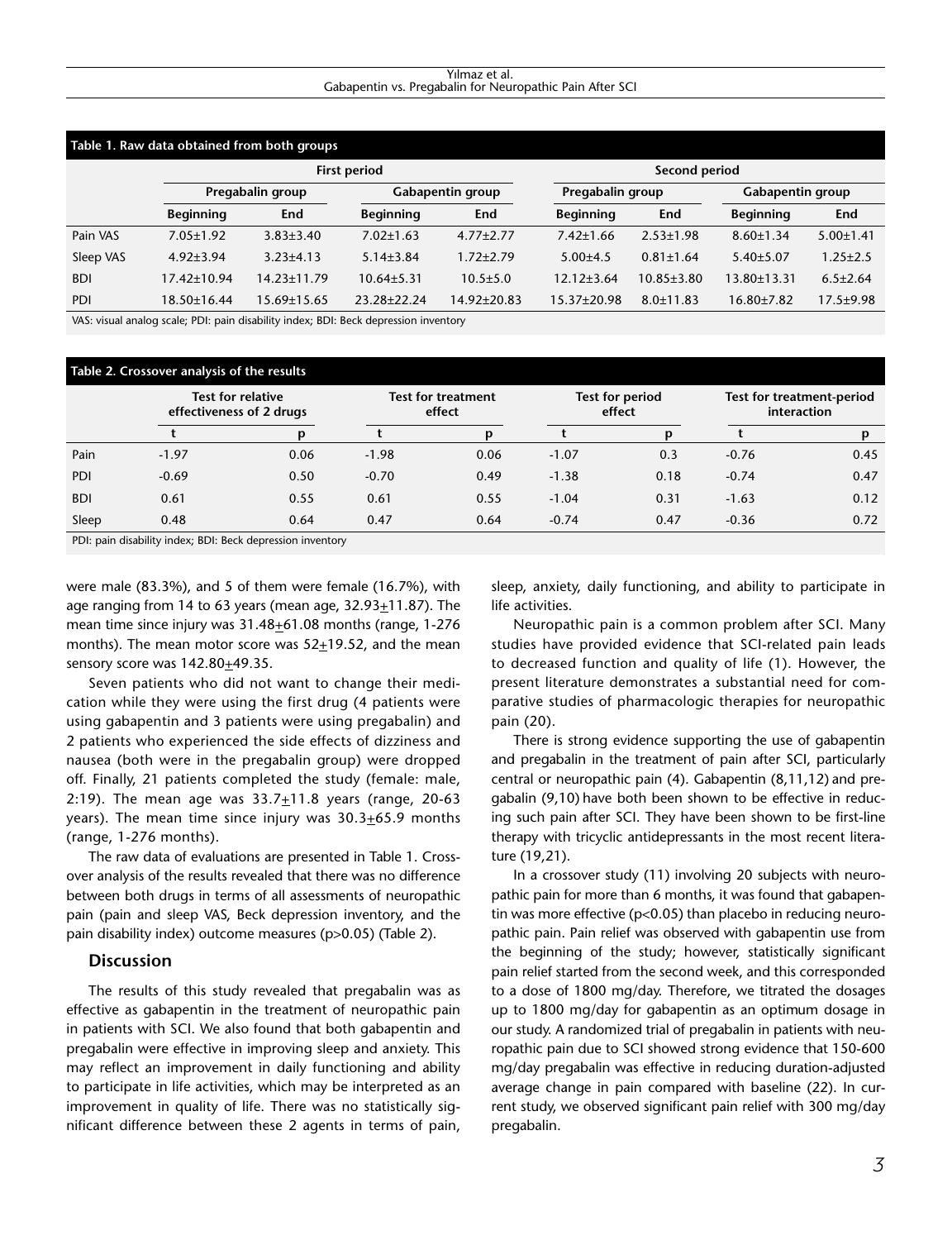**Table 1. Raw data obtained from both groups**

| | First period | | | | Second period | | | |
|---|---|---|---|---|---|---|---|---|
| | Pregabalin group | | Gabapentin group | | Pregabalin group | | Gabapentin group | |
| | Beginning | End | Beginning | End | Beginning | End | Beginning | End |
| Pain VAS | 7.05±1.92 | 3.83±3.40 | 7.02±1.63 | 4.77±2.77 | 7.42±1.66 | 2.53±1.98 | 8.60±1.34 | 5.00±1.41 |
| Sleep VAS | 4.92±3.94 | 3.23±4.13 | 5.14±3.84 | 1.72±2.79 | 5.00±4.5 | 0.81±1.64 | 5.40±5.07 | 1.25±2.5 |
| BDI | 17.42±10.94 | 14.23±11.79 | 10.64±5.31 | 10.5±5.0 | 12.12±3.64 | 10.85±3.80 | 13.80±13.31 | 6.5±2.64 |
| PDI | 18.50±16.44 | 15.69±15.65 | 23.28±22.24 | 14.92±20.83 | 15.37±20.98 | 8.0±11.83 | 16.80±7.82 | 17.5±9.98 |

VAS: visual analog scale; PDI: pain disability index; BDI: Beck depression inventory

**Table 2. Crossover analysis of the results**

| | Test for relative effectiveness of 2 drugs | | Test for treatment effect | | Test for period effect | | Test for treatment-period interaction | |
|---|---|---|---|---|---|---|---|---|
| | t | p | t | p | t | p | t | p |
| Pain | -1.97 | 0.06 | -1.98 | 0.06 | -1.07 | 0.3 | -0.76 | 0.45 |
| PDI | -0.69 | 0.50 | -0.70 | 0.49 | -1.38 | 0.18 | -0.74 | 0.47 |
| BDI | 0.61 | 0.55 | 0.61 | 0.55 | -1.04 | 0.31 | -1.63 | 0.12 |
| Sleep | 0.48 | 0.64 | 0.47 | 0.64 | -0.74 | 0.47 | -0.36 | 0.72 |

PDI: pain disability index; BDI: Beck depression inventory

were male (83.3%), and 5 of them were female (16.7%), with age ranging from 14 to 63 years (mean age, 32.93±11.87). The mean time since injury was 31.48±61.08 months (range, 1-276 months). The mean motor score was 52±19.52, and the mean sensory score was 142.80±49.35.

Seven patients who did not want to change their medication while they were using the first drug (4 patients were using gabapentin and 3 patients were using pregabalin) and 2 patients who experienced the side effects of dizziness and nausea (both were in the pregabalin group) were dropped off. Finally, 21 patients completed the study (female: male, 2:19). The mean age was 33.7±11.8 years (range, 20-63 years). The mean time since injury was 30.3±65.9 months (range, 1-276 months).

The raw data of evaluations are presented in Table 1. Crossover analysis of the results revealed that there was no difference between both drugs in terms of all assessments of neuropathic pain (pain and sleep VAS, Beck depression inventory, and the pain disability index) outcome measures ($p>0.05$) (Table 2).

## Discussion

The results of this study revealed that pregabalin was as effective as gabapentin in the treatment of neuropathic pain in patients with SCI. We also found that both gabapentin and pregabalin were effective in improving sleep and anxiety. This may reflect an improvement in daily functioning and ability to participate in life activities, which may be interpreted as an improvement in quality of life. There was no statistically significant difference between these 2 agents in terms of pain, sleep, anxiety, daily functioning, and ability to participate in life activities.

Neuropathic pain is a common problem after SCI. Many studies have provided evidence that SCI-related pain leads to decreased function and quality of life (1). However, the present literature demonstrates a substantial need for comparative studies of pharmacologic therapies for neuropathic pain (20).

There is strong evidence supporting the use of gabapentin and pregabalin in the treatment of pain after SCI, particularly central or neuropathic pain (4). Gabapentin (8,11,12) and pregabalin (9,10) have both been shown to be effective in reducing such pain after SCI. They have been shown to be first-line therapy with tricyclic antidepressants in the most recent literature (19,21).

In a crossover study (11) involving 20 subjects with neuropathic pain for more than 6 months, it was found that gabapentin was more effective ($p<0.05$) than placebo in reducing neuropathic pain. Pain relief was observed with gabapentin use from the beginning of the study; however, statistically significant pain relief started from the second week, and this corresponded to a dose of 1800 mg/day. Therefore, we titrated the dosages up to 1800 mg/day for gabapentin as an optimum dosage in our study. A randomized trial of pregabalin in patients with neuropathic pain due to SCI showed strong evidence that 150-600 mg/day pregabalin was effective in reducing duration-adjusted average change in pain compared with baseline (22). In current study, we observed significant pain relief with 300 mg/day pregabalin.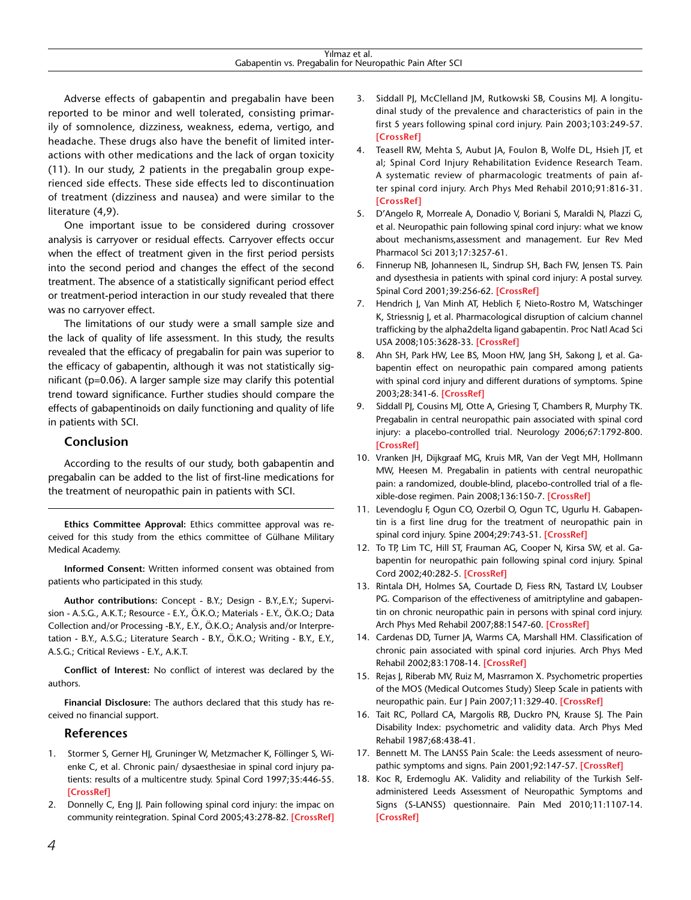Adverse effects of gabapentin and pregabalin have been reported to be minor and well tolerated, consisting primarily of somnolence, dizziness, weakness, edema, vertigo, and headache. These drugs also have the benefit of limited interactions with other medications and the lack of organ toxicity (11). In our study, 2 patients in the pregabalin group experienced side effects. These side effects led to discontinuation of treatment (dizziness and nausea) and were similar to the literature (4,9).

One important issue to be considered during crossover analysis is carryover or residual effects. Carryover effects occur when the effect of treatment given in the first period persists into the second period and changes the effect of the second treatment. The absence of a statistically significant period effect or treatment-period interaction in our study revealed that there was no carryover effect.

The limitations of our study were a small sample size and the lack of quality of life assessment. In this study, the results revealed that the efficacy of pregabalin for pain was superior to the efficacy of gabapentin, although it was not statistically significant (p=0.06). A larger sample size may clarify this potential trend toward significance. Further studies should compare the effects of gabapentinoids on daily functioning and quality of life in patients with SCI.

## Conclusion

According to the results of our study, both gabapentin and pregabalin can be added to the list of first-line medications for the treatment of neuropathic pain in patients with SCI.

---

**Ethics Committee Approval:** Ethics committee approval was received for this study from the ethics committee of Gülhane Military Medical Academy.

**Informed Consent:** Written informed consent was obtained from patients who participated in this study.

**Author contributions:** Concept - B.Y.; Design - B.Y.,E.Y.; Supervision - A.S.G., A.K.T.; Resource - E.Y., Ö.K.O.; Materials - E.Y., Ö.K.O.; Data Collection and/or Processing -B.Y., E.Y., Ö.K.O.; Analysis and/or Interpretation - B.Y., A.S.G.; Literature Search - B.Y., Ö.K.O.; Writing - B.Y., E.Y., A.S.G.; Critical Reviews - E.Y., A.K.T.

**Conflict of Interest:** No conflict of interest was declared by the authors.

**Financial Disclosure:** The authors declared that this study has received no financial support.

## References

1. Stormer S, Gerner HJ, Gruninger W, Metzmacher K, Föllinger S, Wienke C, et al. Chronic pain/ dysaesthesiae in spinal cord injury patients: results of a multicentre study. Spinal Cord 1997;35:446-55. [CrossRef]
2. Donnelly C, Eng JJ. Pain following spinal cord injury: the impac on community reintegration. Spinal Cord 2005;43:278-82. [CrossRef]
3. Siddall PJ, McClelland JM, Rutkowski SB, Cousins MJ. A longitudinal study of the prevalence and characteristics of pain in the first 5 years following spinal cord injury. Pain 2003;103:249-57. [CrossRef]
4. Teasell RW, Mehta S, Aubut JA, Foulon B, Wolfe DL, Hsieh JT, et al; Spinal Cord Injury Rehabilitation Evidence Research Team. A systematic review of pharmacologic treatments of pain after spinal cord injury. Arch Phys Med Rehabil 2010;91:816-31. [CrossRef]
5. D'Angelo R, Morreale A, Donadio V, Boriani S, Maraldi N, Plazzi G, et al. Neuropathic pain following spinal cord injury: what we know about mechanisms,assessment and management. Eur Rev Med Pharmacol Sci 2013;17:3257-61.
6. Finnerup NB, Johannesen IL, Sindrup SH, Bach FW, Jensen TS. Pain and dysesthesia in patients with spinal cord injury: A postal survey. Spinal Cord 2001;39:256-62. [CrossRef]
7. Hendrich J, Van Minh AT, Heblich F, Nieto-Rostro M, Watschinger K, Striessnig J, et al. Pharmacological disruption of calcium channel trafficking by the alpha2delta ligand gabapentin. Proc Natl Acad Sci USA 2008;105:3628-33. [CrossRef]
8. Ahn SH, Park HW, Lee BS, Moon HW, Jang SH, Sakong J, et al. Gabapentin effect on neuropathic pain compared among patients with spinal cord injury and different durations of symptoms. Spine 2003;28:341-6. [CrossRef]
9. Siddall PJ, Cousins MJ, Otte A, Griesing T, Chambers R, Murphy TK. Pregabalin in central neuropathic pain associated with spinal cord injury: a placebo-controlled trial. Neurology 2006;67:1792-800. [CrossRef]
10. Vranken JH, Dijkgraaf MG, Kruis MR, Van der Vegt MH, Hollmann MW, Heesen M. Pregabalin in patients with central neuropathic pain: a randomized, double-blind, placebo-controlled trial of a flexible-dose regimen. Pain 2008;136:150-7. [CrossRef]
11. Levendoglu F, Ogun CO, Ozerbil O, Ogun TC, Ugurlu H. Gabapentin is a first line drug for the treatment of neuropathic pain in spinal cord injury. Spine 2004;29:743-51. [CrossRef]
12. To TP, Lim TC, Hill ST, Frauman AG, Cooper N, Kirsa SW, et al. Gabapentin for neuropathic pain following spinal cord injury. Spinal Cord 2002;40:282-5. [CrossRef]
13. Rintala DH, Holmes SA, Courtade D, Fiess RN, Tastard LV, Loubser PG. Comparison of the effectiveness of amitriptyline and gabapentin on chronic neuropathic pain in persons with spinal cord injury. Arch Phys Med Rehabil 2007;88:1547-60. [CrossRef]
14. Cardenas DD, Turner JA, Warms CA, Marshall HM. Classification of chronic pain associated with spinal cord injuries. Arch Phys Med Rehabil 2002;83:1708-14. [CrossRef]
15. Rejas J, Riberab MV, Ruiz M, Masrramon X. Psychometric properties of the MOS (Medical Outcomes Study) Sleep Scale in patients with neuropathic pain. Eur J Pain 2007;11:329-40. [CrossRef]
16. Tait RC, Pollard CA, Margolis RB, Duckro PN, Krause SJ. The Pain Disability Index: psychometric and validity data. Arch Phys Med Rehabil 1987;68:438-41.
17. Bennett M. The LANSS Pain Scale: the Leeds assessment of neuropathic symptoms and signs. Pain 2001;92:147-57. [CrossRef]
18. Koc R, Erdemoglu AK. Validity and reliability of the Turkish Self-administered Leeds Assessment of Neuropathic Symptoms and Signs (S-LANSS) questionnaire. Pain Med 2010;11:1107-14. [CrossRef]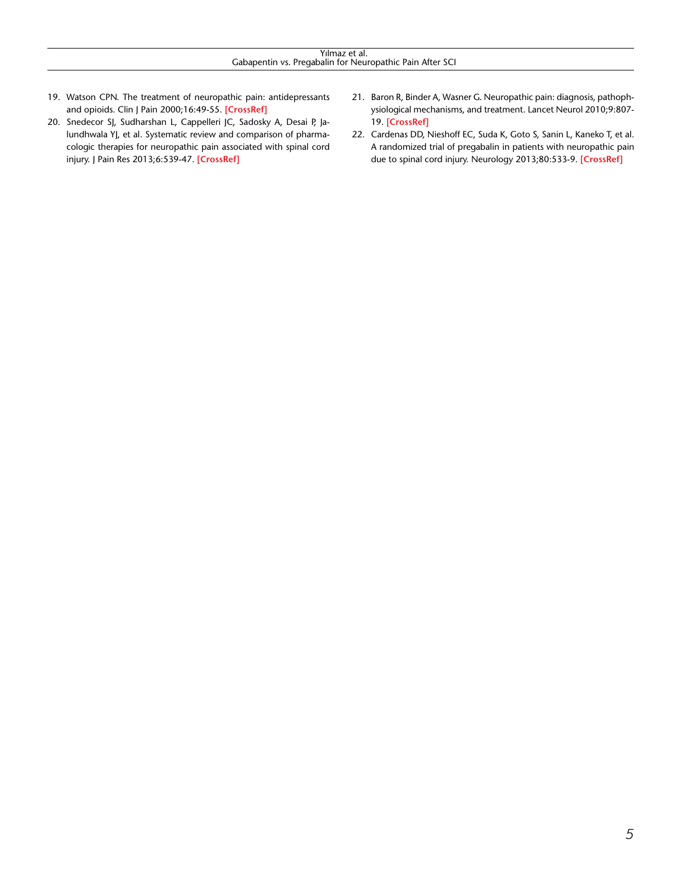19. Watson CPN. The treatment of neuropathic pain: antidepressants and opioids. Clin J Pain 2000;16:49-55. **[CrossRef]**
20. Snedecor SJ, Sudharshan L, Cappelleri JC, Sadosky A, Desai P, Jalundhwala YJ, et al. Systematic review and comparison of pharmacologic therapies for neuropathic pain associated with spinal cord injury. J Pain Res 2013;6:539-47. **[CrossRef]**
21. Baron R, Binder A, Wasner G. Neuropathic pain: diagnosis, pathophysiological mechanisms, and treatment. Lancet Neurol 2010;9:807-19. **[CrossRef]**
22. Cardenas DD, Nieshoff EC, Suda K, Goto S, Sanin L, Kaneko T, et al. A randomized trial of pregabalin in patients with neuropathic pain due to spinal cord injury. Neurology 2013;80:533-9. **[CrossRef]**